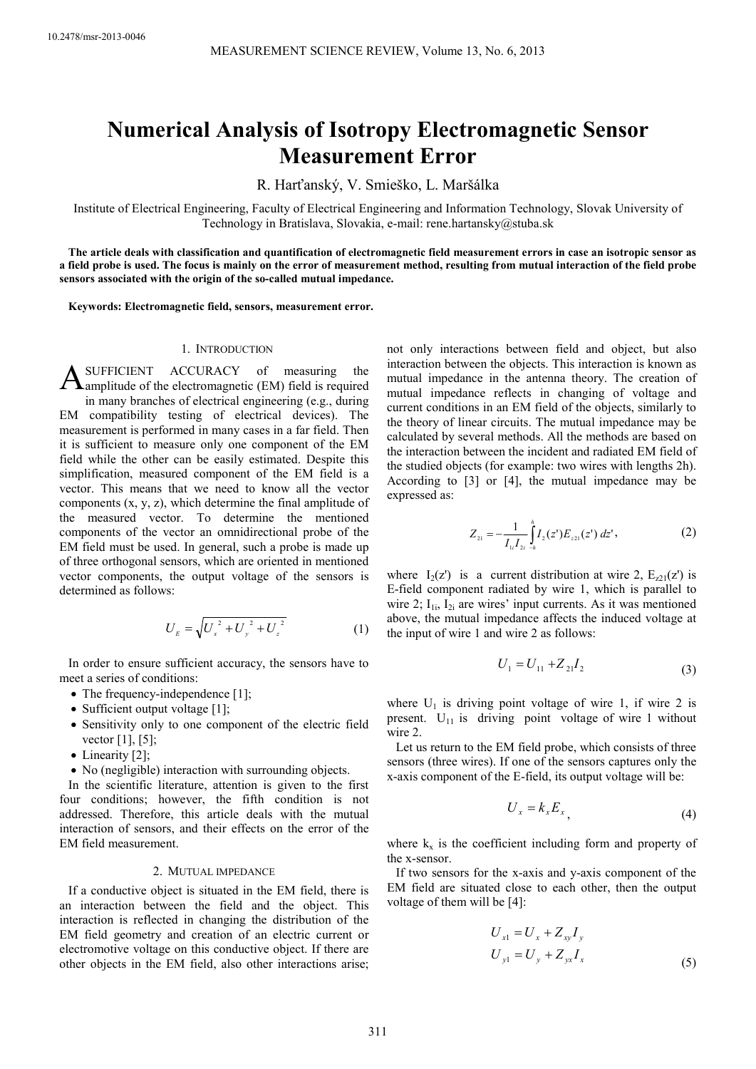# Numerical Analysis of Isotropy Electromagnetic Sensor Measurement Error

R. Harťanský, V. Smieško, L. Maršálka

Institute of Electrical Engineering, Faculty of Electrical Engineering and Information Technology, Slovak University of Technology in Bratislava, Slovakia, e-mail: rene.hartansky@stuba.sk

**The article deals with classification and quantification of electromagnetic field measurement errors in case an isotropic sensor as a field probe is used. The focus is mainly on the error of measurement method, resulting from mutual interaction of the field probe sensors associated with the origin of the so-called mutual impedance.**

**Keywords: Electromagnetic field, sensors, measurement error.**

## 1. Introduction

A sufficient accuracy of measuring the amplitude of the electromagnetic (EM) field is required in many branches of electrical engineering (e.g., during EM compatibility testing of electrical devices). The measurement is performed in many cases in a far field. Then it is sufficient to measure only one component of the EM field while the other can be easily estimated. Despite this simplification, measured component of the EM field is a vector. This means that we need to know all the vector components (x, y, z), which determine the final amplitude of the measured vector. To determine the mentioned components of the vector an omnidirectional probe of the EM field must be used. In general, such a probe is made up of three orthogonal sensors, which are oriented in mentioned vector components, the output voltage of the sensors is determined as follows:

$$U_E = \sqrt{U_x^{\,2} + U_y^{\,2} + U_z^{\,2}} \tag{1}$$

In order to ensure sufficient accuracy, the sensors have to meet a series of conditions:

- The frequency-independence [1];
- Sufficient output voltage [1];
- Sensitivity only to one component of the electric field vector [1], [5];
- Linearity [2];
- No (negligible) interaction with surrounding objects.

In the scientific literature, attention is given to the first four conditions; however, the fifth condition is not addressed. Therefore, this article deals with the mutual interaction of sensors, and their effects on the error of the EM field measurement.

## 2. Mutual impedance

If a conductive object is situated in the EM field, there is an interaction between the field and the object. This interaction is reflected in changing the distribution of the EM field geometry and creation of an electric current or electromotive voltage on this conductive object. If there are other objects in the EM field, also other interactions arise; not only interactions between field and object, but also interaction between the objects. This interaction is known as mutual impedance in the antenna theory. The creation of mutual impedance reflects in changing of voltage and current conditions in an EM field of the objects, similarly to the theory of linear circuits. The mutual impedance may be calculated by several methods. All the methods are based on the interaction between the incident and radiated EM field of the studied objects (for example: two wires with lengths 2h). According to [3] or [4], the mutual impedance may be expressed as:

$$Z_{21} = -\frac{1}{I_{1i} I_{2i}} \int_{-h}^{h} I_2(z') E_{z21}(z')\, dz', \tag{2}$$

where $I_2(z')$ is a current distribution at wire 2, $E_{z21}(z')$ is E-field component radiated by wire 1, which is parallel to wire 2; $I_{1i}$, $I_{2i}$ are wires' input currents. As it was mentioned above, the mutual impedance affects the induced voltage at the input of wire 1 and wire 2 as follows:

$$U_1 = U_{11} + Z_{21} I_2 \tag{3}$$

where $U_1$ is driving point voltage of wire 1, if wire 2 is present. $U_{11}$ is driving point voltage of wire 1 without wire 2.

Let us return to the EM field probe, which consists of three sensors (three wires). If one of the sensors captures only the x-axis component of the E-field, its output voltage will be:

$$U_x = k_x E_x, \tag{4}$$

where $k_x$ is the coefficient including form and property of the x-sensor.

If two sensors for the x-axis and y-axis component of the EM field are situated close to each other, then the output voltage of them will be [4]:

$$\begin{aligned} U_{x1} &= U_x + Z_{xy} I_y \\ U_{y1} &= U_y + Z_{yx} I_x \end{aligned} \tag{5}$$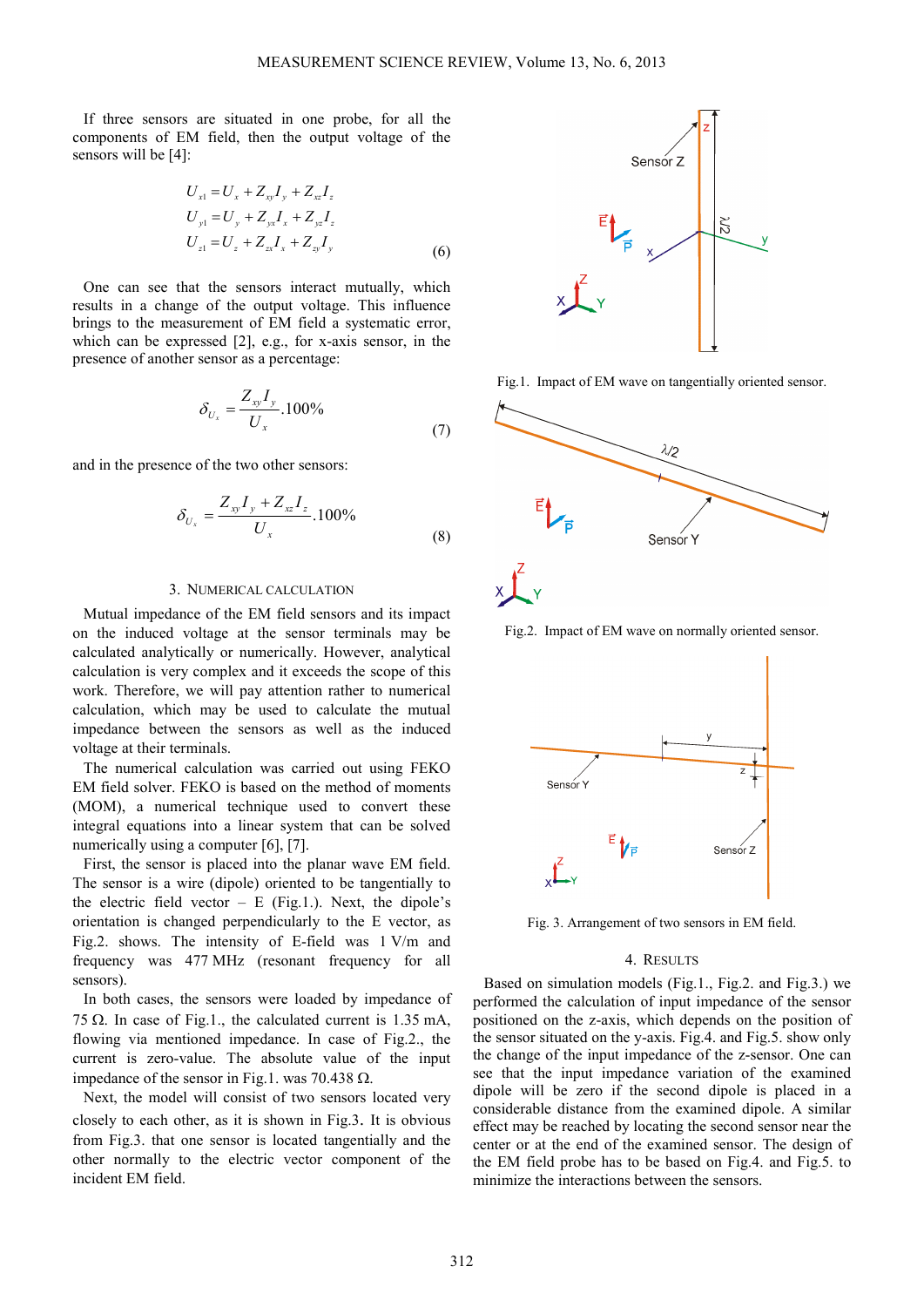If three sensors are situated in one probe, for all the components of EM field, then the output voltage of the sensors will be [4]:

$$
\begin{aligned}
U_{x1} &= U_x + Z_{xy} I_y + Z_{xz} I_z \\
U_{y1} &= U_y + Z_{yx} I_x + Z_{yz} I_z \\
U_{z1} &= U_z + Z_{zx} I_x + Z_{zy} I_y
\end{aligned} \tag{6}
$$

One can see that the sensors interact mutually, which results in a change of the output voltage. This influence brings to the measurement of EM field a systematic error, which can be expressed [2], e.g., for x-axis sensor, in the presence of another sensor as a percentage:

$$
\delta_{U_x} = \frac{Z_{xy} I_y}{U_x} .100\% \tag{7}
$$

and in the presence of the two other sensors:

$$
\delta_{U_x} = \frac{Z_{xy} I_y + Z_{xz} I_z}{U_x} .100\% \tag{8}
$$

## 3. Numerical calculation

Mutual impedance of the EM field sensors and its impact on the induced voltage at the sensor terminals may be calculated analytically or numerically. However, analytical calculation is very complex and it exceeds the scope of this work. Therefore, we will pay attention rather to numerical calculation, which may be used to calculate the mutual impedance between the sensors as well as the induced voltage at their terminals.

The numerical calculation was carried out using FEKO EM field solver. FEKO is based on the method of moments (MOM), a numerical technique used to convert these integral equations into a linear system that can be solved numerically using a computer [6], [7].

First, the sensor is placed into the planar wave EM field. The sensor is a wire (dipole) oriented to be tangentially to the electric field vector – E (Fig.1.). Next, the dipole's orientation is changed perpendicularly to the E vector, as Fig.2. shows. The intensity of E-field was 1 V/m and frequency was 477 MHz (resonant frequency for all sensors).

In both cases, the sensors were loaded by impedance of 75 Ω. In case of Fig.1., the calculated current is 1.35 mA, flowing via mentioned impedance. In case of Fig.2., the current is zero-value. The absolute value of the input impedance of the sensor in Fig.1. was 70.438 Ω.

Next, the model will consist of two sensors located very closely to each other, as it is shown in Fig.3. It is obvious from Fig.3. that one sensor is located tangentially and the other normally to the electric vector component of the incident EM field.

Fig.1. Impact of EM wave on tangentially oriented sensor.

Fig.2. Impact of EM wave on normally oriented sensor.

Fig. 3. Arrangement of two sensors in EM field.

## 4. Results

Based on simulation models (Fig.1., Fig.2. and Fig.3.) we performed the calculation of input impedance of the sensor positioned on the z-axis, which depends on the position of the sensor situated on the y-axis. Fig.4. and Fig.5. show only the change of the input impedance of the z-sensor. One can see that the input impedance variation of the examined dipole will be zero if the second dipole is placed in a considerable distance from the examined dipole. A similar effect may be reached by locating the second sensor near the center or at the end of the examined sensor. The design of the EM field probe has to be based on Fig.4. and Fig.5. to minimize the interactions between the sensors.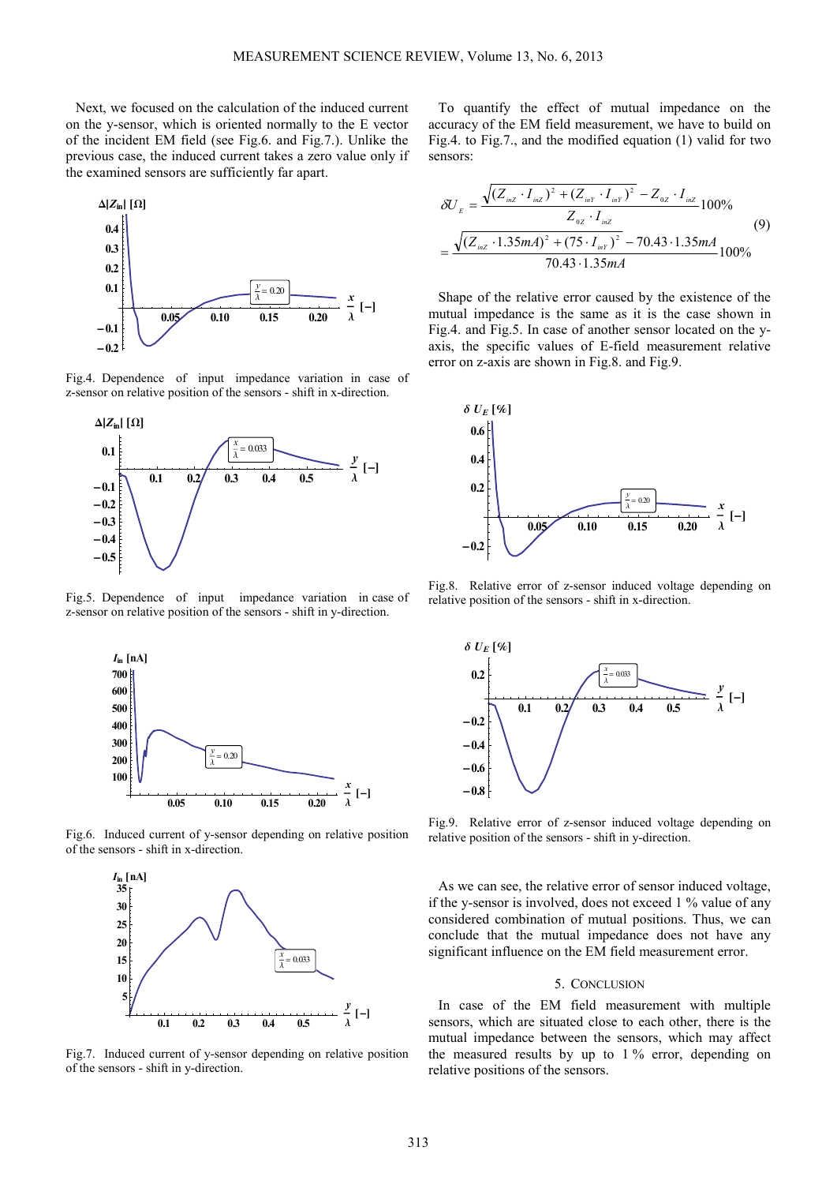Next, we focused on the calculation of the induced current on the y-sensor, which is oriented normally to the E vector of the incident EM field (see Fig.6. and Fig.7.). Unlike the previous case, the induced current takes a zero value only if the examined sensors are sufficiently far apart.

Fig.4. Dependence of input impedance variation in case of z-sensor on relative position of the sensors - shift in x-direction.

Fig.5. Dependence of input impedance variation in case of z-sensor on relative position of the sensors - shift in y-direction.

Fig.6. Induced current of y-sensor depending on relative position of the sensors - shift in x-direction.

Fig.7. Induced current of y-sensor depending on relative position of the sensors - shift in y-direction.

To quantify the effect of mutual impedance on the accuracy of the EM field measurement, we have to build on Fig.4. to Fig.7., and the modified equation (1) valid for two sensors:

$$\delta U_E = \frac{\sqrt{(Z_{inZ} \cdot I_{inZ})^2 + (Z_{inY} \cdot I_{inY})^2} - Z_{0Z} \cdot I_{inZ}}{Z_{0Z} \cdot I_{inZ}} 100\% = \frac{\sqrt{(Z_{inZ} \cdot 1.35mA)^2 + (75 \cdot I_{inY})^2} - 70.43 \cdot 1.35mA}{70.43 \cdot 1.35mA} 100\% \tag{9}$$

Shape of the relative error caused by the existence of the mutual impedance is the same as it is the case shown in Fig.4. and Fig.5. In case of another sensor located on the y-axis, the specific values of E-field measurement relative error on z-axis are shown in Fig.8. and Fig.9.

Fig.8. Relative error of z-sensor induced voltage depending on relative position of the sensors - shift in x-direction.

Fig.9. Relative error of z-sensor induced voltage depending on relative position of the sensors - shift in y-direction.

As we can see, the relative error of sensor induced voltage, if the y-sensor is involved, does not exceed 1 % value of any considered combination of mutual positions. Thus, we can conclude that the mutual impedance does not have any significant influence on the EM field measurement error.

## 5. CONCLUSION

In case of the EM field measurement with multiple sensors, which are situated close to each other, there is the mutual impedance between the sensors, which may affect the measured results by up to 1 % error, depending on relative positions of the sensors.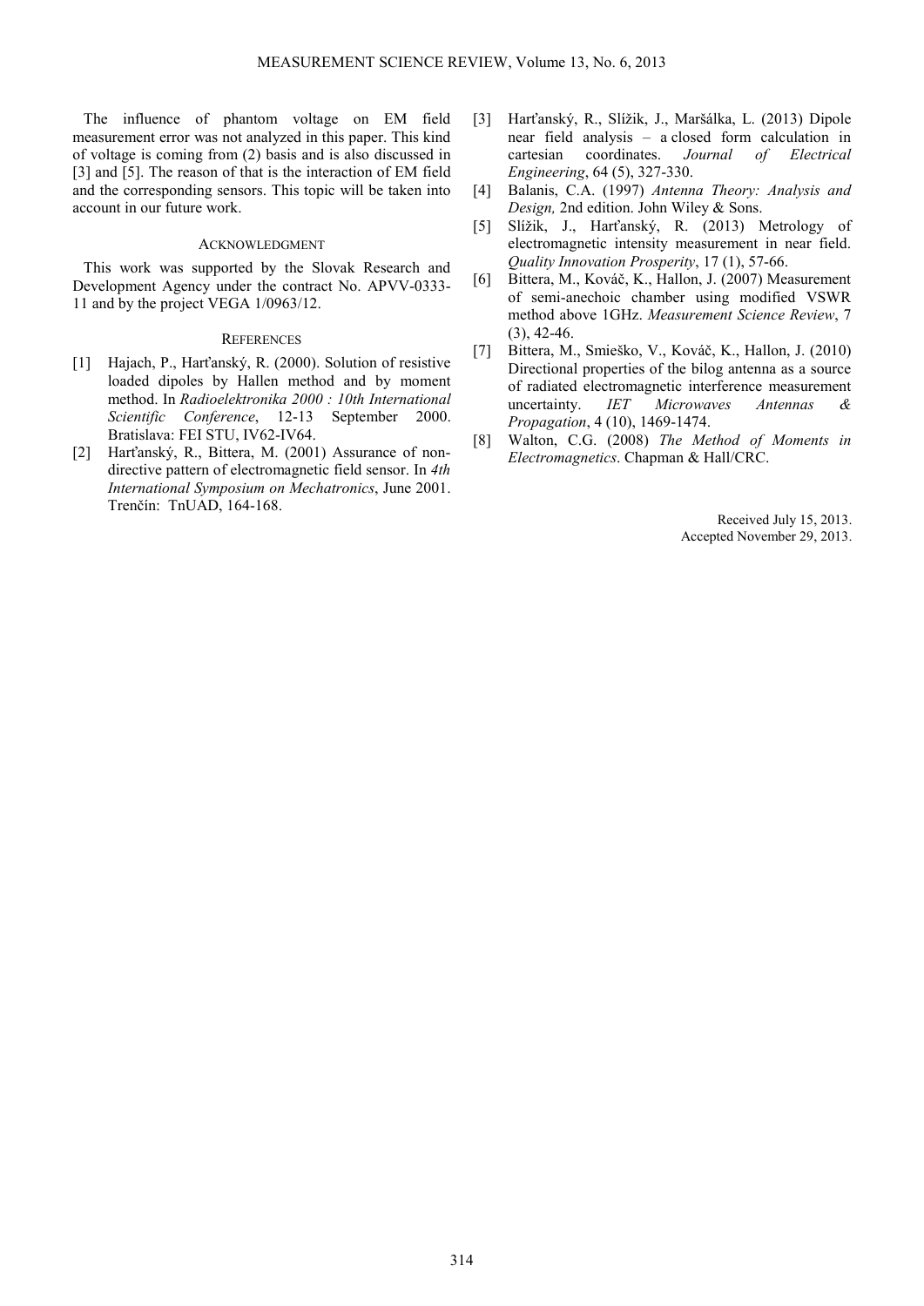The influence of phantom voltage on EM field measurement error was not analyzed in this paper. This kind of voltage is coming from (2) basis and is also discussed in [3] and [5]. The reason of that is the interaction of EM field and the corresponding sensors. This topic will be taken into account in our future work.

## ACKNOWLEDGMENT

This work was supported by the Slovak Research and Development Agency under the contract No. APVV-0333-11 and by the project VEGA 1/0963/12.

## REFERENCES

[1] Hajach, P., Harťanský, R. (2000). Solution of resistive loaded dipoles by Hallen method and by moment method. In *Radioelektronika 2000 : 10th International Scientific Conference*, 12-13 September 2000. Bratislava: FEI STU, IV62-IV64.

[2] Harťanský, R., Bittera, M. (2001) Assurance of non-directive pattern of electromagnetic field sensor. In *4th International Symposium on Mechatronics*, June 2001. Trenčín: TnUAD, 164-168.

[3] Harťanský, R., Slížik, J., Maršálka, L. (2013) Dipole near field analysis – a closed form calculation in cartesian coordinates. *Journal of Electrical Engineering*, 64 (5), 327-330.

[4] Balanis, C.A. (1997) *Antenna Theory: Analysis and Design,* 2nd edition. John Wiley & Sons.

[5] Slížik, J., Harťanský, R. (2013) Metrology of electromagnetic intensity measurement in near field. *Quality Innovation Prosperity*, 17 (1), 57-66.

[6] Bittera, M., Kováč, K., Hallon, J. (2007) Measurement of semi-anechoic chamber using modified VSWR method above 1GHz. *Measurement Science Review*, 7 (3), 42-46.

[7] Bittera, M., Smieško, V., Kováč, K., Hallon, J. (2010) Directional properties of the bilog antenna as a source of radiated electromagnetic interference measurement uncertainty. *IET Microwaves Antennas & Propagation*, 4 (10), 1469-1474.

[8] Walton, C.G. (2008) *The Method of Moments in Electromagnetics*. Chapman & Hall/CRC.

Received July 15, 2013.
Accepted November 29, 2013.